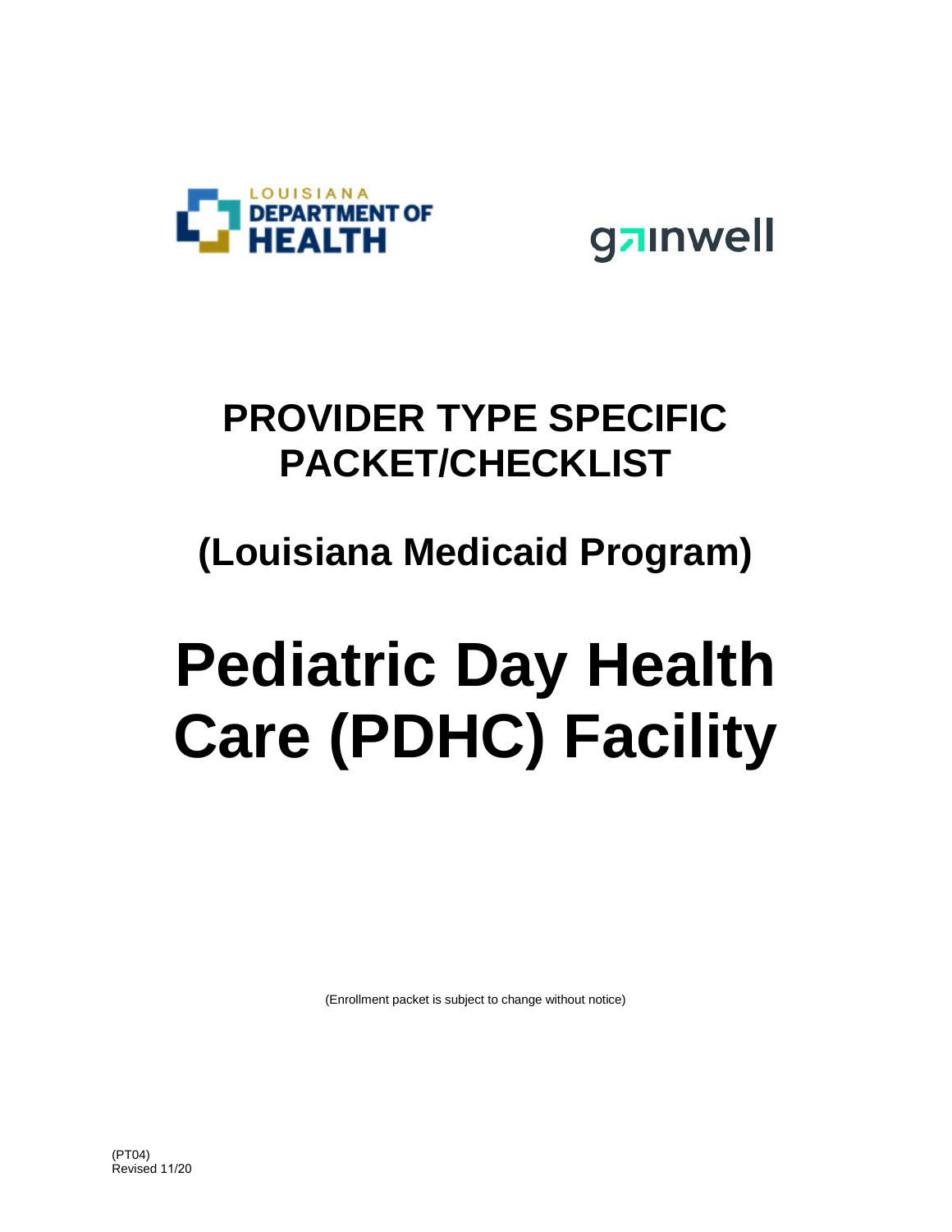LOUISIANA DEPARTMENT OF HEALTH

gainwell

# PROVIDER TYPE SPECIFIC PACKET/CHECKLIST

## (Louisiana Medicaid Program)

# Pediatric Day Health Care (PDHC) Facility

(Enrollment packet is subject to change without notice)

(PT04)
Revised 11/20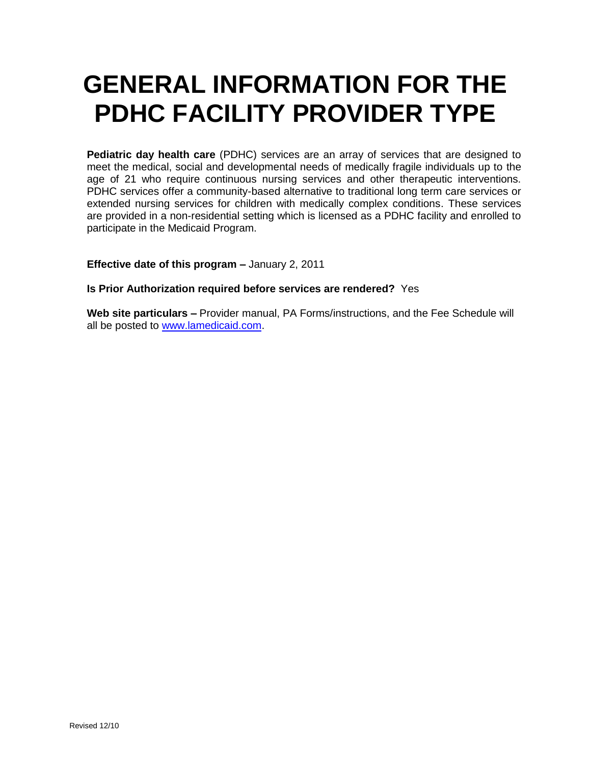# GENERAL INFORMATION FOR THE PDHC FACILITY PROVIDER TYPE

**Pediatric day health care** (PDHC) services are an array of services that are designed to meet the medical, social and developmental needs of medically fragile individuals up to the age of 21 who require continuous nursing services and other therapeutic interventions. PDHC services offer a community-based alternative to traditional long term care services or extended nursing services for children with medically complex conditions. These services are provided in a non-residential setting which is licensed as a PDHC facility and enrolled to participate in the Medicaid Program.

**Effective date of this program –** January 2, 2011

**Is Prior Authorization required before services are rendered?** Yes

**Web site particulars –** Provider manual, PA Forms/instructions, and the Fee Schedule will all be posted to www.lamedicaid.com.

Revised 12/10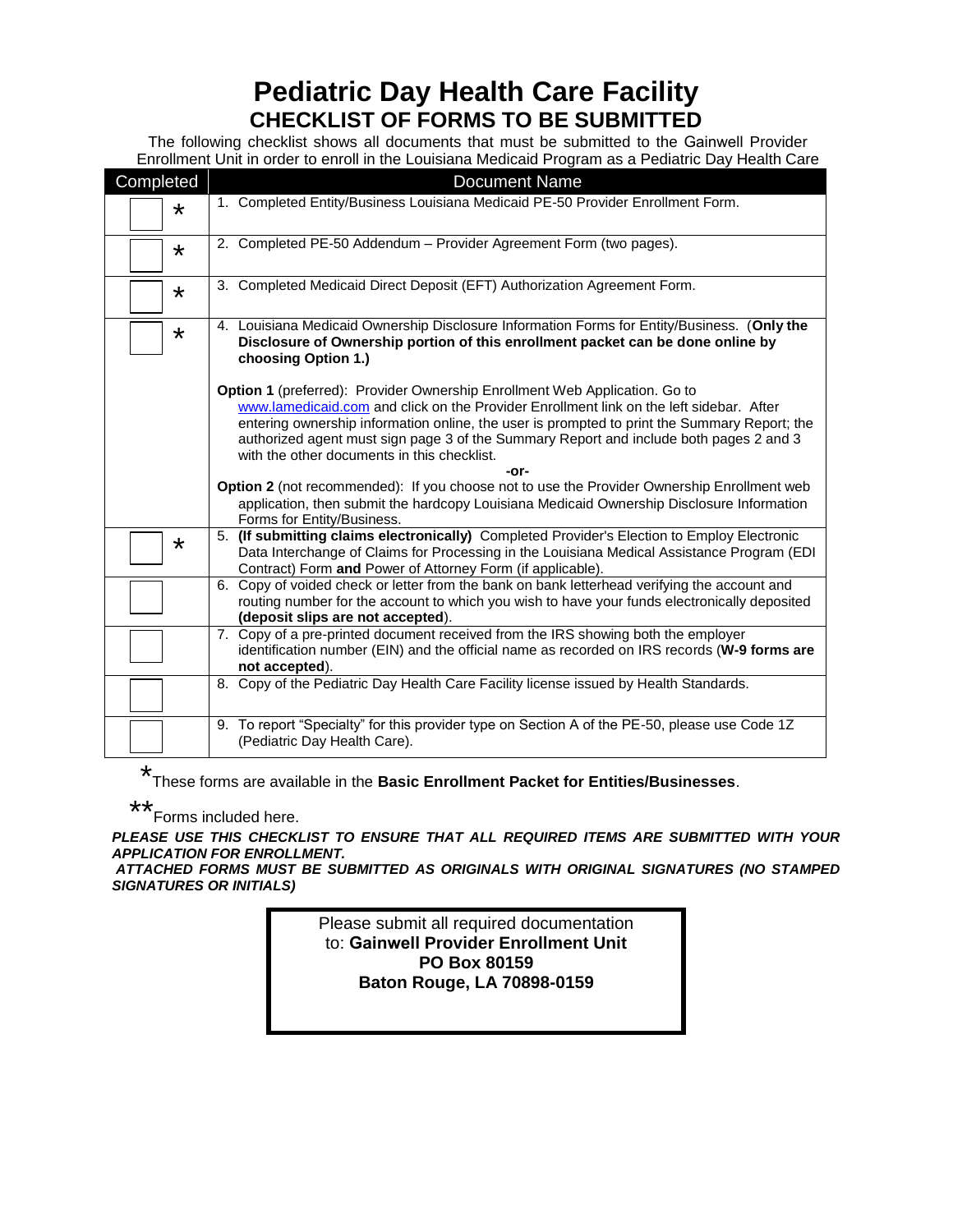# Pediatric Day Health Care Facility

## CHECKLIST OF FORMS TO BE SUBMITTED

The following checklist shows all documents that must be submitted to the Gainwell Provider Enrollment Unit in order to enroll in the Louisiana Medicaid Program as a Pediatric Day Health Care

| Completed | Document Name |
|---|---|
| ☐ * | 1. Completed Entity/Business Louisiana Medicaid PE-50 Provider Enrollment Form. |
| ☐ * | 2. Completed PE-50 Addendum – Provider Agreement Form (two pages). |
| ☐ * | 3. Completed Medicaid Direct Deposit (EFT) Authorization Agreement Form. |
| ☐ * | 4. Louisiana Medicaid Ownership Disclosure Information Forms for Entity/Business. (**Only the Disclosure of Ownership portion of this enrollment packet can be done online by choosing Option 1.)**<br><br>**Option 1** (preferred): Provider Ownership Enrollment Web Application. Go to www.lamedicaid.com and click on the Provider Enrollment link on the left sidebar. After entering ownership information online, the user is prompted to print the Summary Report; the authorized agent must sign page 3 of the Summary Report and include both pages 2 and 3 with the other documents in this checklist.<br>**-or-**<br>**Option 2** (not recommended): If you choose not to use the Provider Ownership Enrollment web application, then submit the hardcopy Louisiana Medicaid Ownership Disclosure Information Forms for Entity/Business. |
| ☐ * | 5. **(If submitting claims electronically)** Completed Provider's Election to Employ Electronic Data Interchange of Claims for Processing in the Louisiana Medical Assistance Program (EDI Contract) Form **and** Power of Attorney Form (if applicable). |
| ☐ | 6. Copy of voided check or letter from the bank on bank letterhead verifying the account and routing number for the account to which you wish to have your funds electronically deposited **(deposit slips are not accepted**). |
| ☐ | 7. Copy of a pre-printed document received from the IRS showing both the employer identification number (EIN) and the official name as recorded on IRS records (**W-9 forms are not accepted**). |
| ☐ | 8. Copy of the Pediatric Day Health Care Facility license issued by Health Standards. |
| ☐ | 9. To report "Specialty" for this provider type on Section A of the PE-50, please use Code 1Z (Pediatric Day Health Care). |

*These forms are available in the **Basic Enrollment Packet for Entities/Businesses**.

**Forms included here.

***PLEASE USE THIS CHECKLIST TO ENSURE THAT ALL REQUIRED ITEMS ARE SUBMITTED WITH YOUR APPLICATION FOR ENROLLMENT.***

***ATTACHED FORMS MUST BE SUBMITTED AS ORIGINALS WITH ORIGINAL SIGNATURES (NO STAMPED SIGNATURES OR INITIALS)***

Please submit all required documentation to: **Gainwell Provider Enrollment Unit**
**PO Box 80159**
**Baton Rouge, LA 70898-0159**